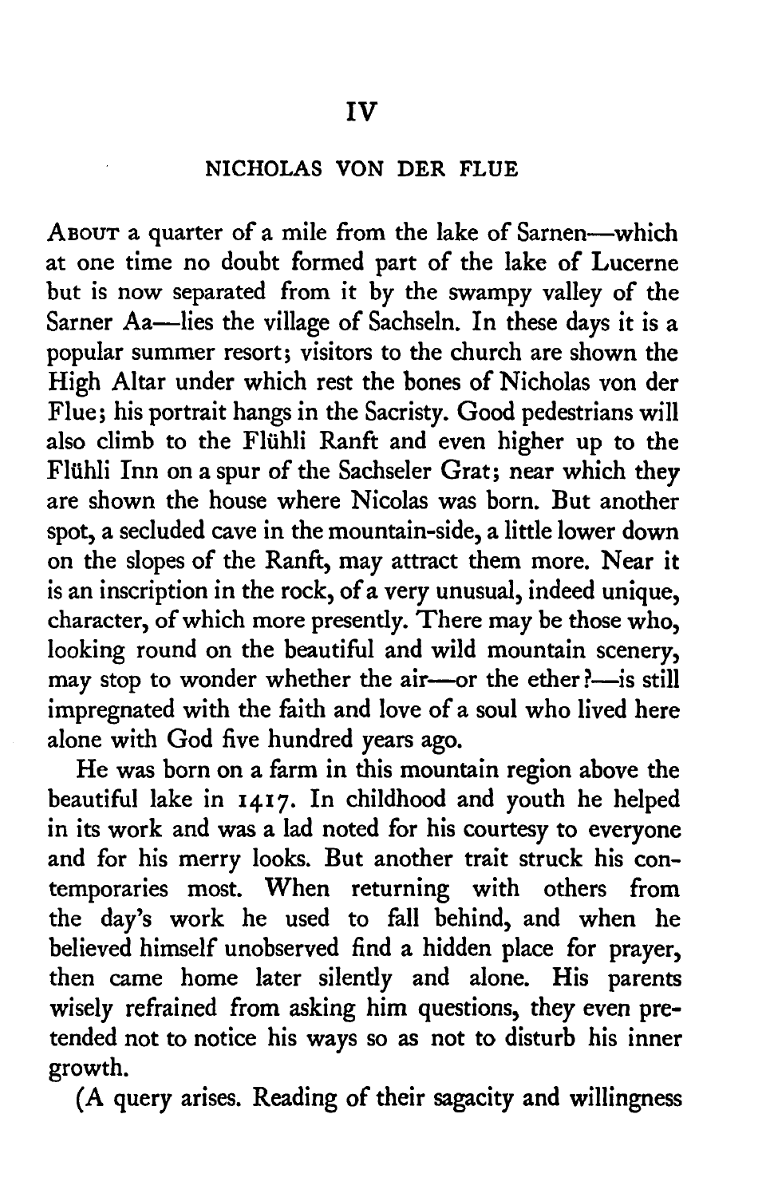# IV

## NICHOLAS VON DER FLUE

ABOUT a quarter of a mile from the lake of Sarnen—which at one time no doubt formed part of the lake of Lucerne but is now separated from it by the swampy valley of the Sarner Aa—lies the village of Sachseln. In these days it is a popular summer resort; visitors to the church are shown the High Altar under which rest the bones of Nicholas von der Flue; his portrait hangs in the Sacristy. Good pedestrians will also climb to the Flühli Ranft and even higher up to the Flühli Inn on a spur of the Sachseler Grat; near which they are shown the house where Nicolas was born. But another spot, a secluded cave in the mountain-side, a little lower down on the slopes of the Ranft, may attract them more. Near it is an inscription in the rock, of a very unusual, indeed unique, character, of which more presently. There may be those who, looking round on the beautiful and wild mountain scenery, may stop to wonder whether the air—or the ether?—is still impregnated with the faith and love of a soul who lived here alone with God five hundred years ago.

He was born on a farm in this mountain region above the beautiful lake in 1417. In childhood and youth he helped in its work and was a lad noted for his courtesy to everyone and for his merry looks. But another trait struck his contemporaries most. When returning with others from the day's work he used to fall behind, and when he believed himself unobserved find a hidden place for prayer, then came home later silently and alone. His parents wisely refrained from asking him questions, they even pretended not to notice his ways so as not to disturb his inner growth.

(A query arises. Reading of their sagacity and willingness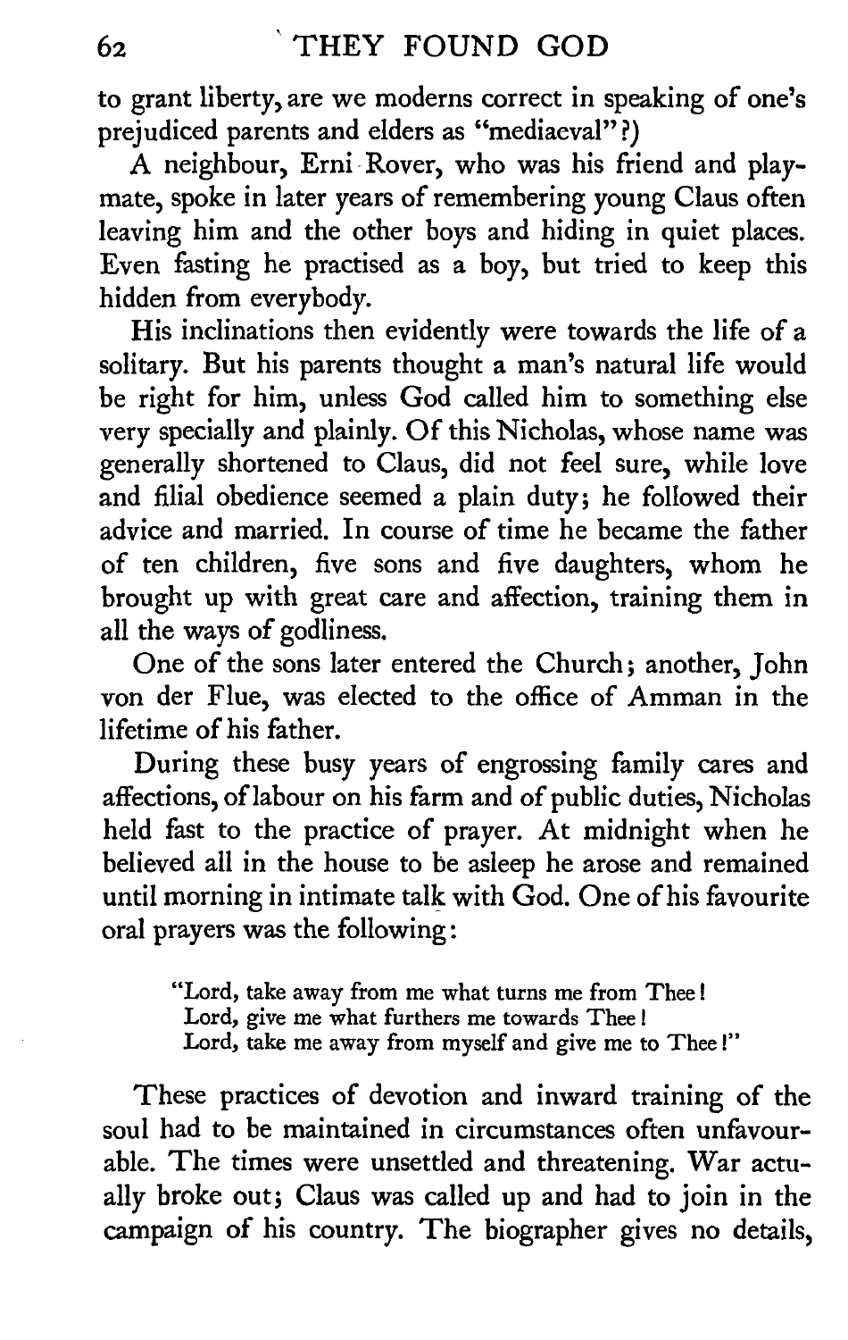to grant liberty, are we moderns correct in speaking of one's prejudiced parents and elders as "mediaeval"?)

A neighbour, Erni Rover, who was his friend and playmate, spoke in later years of remembering young Claus often leaving him and the other boys and hiding in quiet places. Even fasting he practised as a boy, but tried to keep this hidden from everybody.

His inclinations then evidently were towards the life of a solitary. But his parents thought a man's natural life would be right for him, unless God called him to something else very specially and plainly. Of this Nicholas, whose name was generally shortened to Claus, did not feel sure, while love and filial obedience seemed a plain duty; he followed their advice and married. In course of time he became the father of ten children, five sons and five daughters, whom he brought up with great care and affection, training them in all the ways of godliness.

One of the sons later entered the Church; another, John von der Flue, was elected to the office of Amman in the lifetime of his father.

During these busy years of engrossing family cares and affections, of labour on his farm and of public duties, Nicholas held fast to the practice of prayer. At midnight when he believed all in the house to be asleep he arose and remained until morning in intimate talk with God. One of his favourite oral prayers was the following:

> "Lord, take away from me what turns me from Thee!
> Lord, give me what furthers me towards Thee!
> Lord, take me away from myself and give me to Thee!"

These practices of devotion and inward training of the soul had to be maintained in circumstances often unfavourable. The times were unsettled and threatening. War actually broke out; Claus was called up and had to join in the campaign of his country. The biographer gives no details,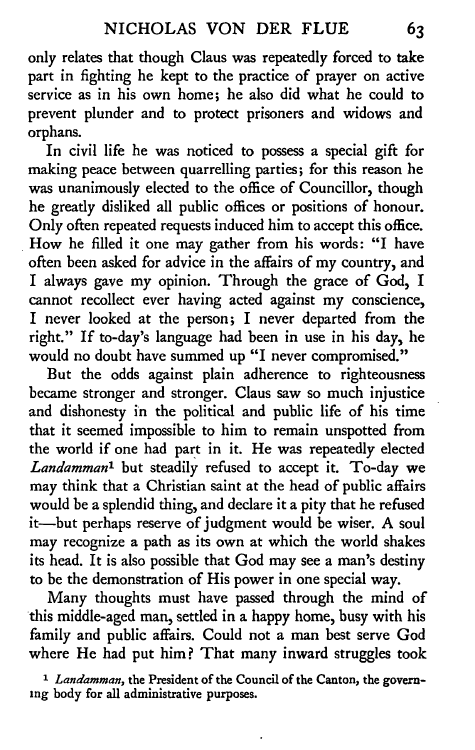only relates that though Claus was repeatedly forced to take part in fighting he kept to the practice of prayer on active service as in his own home; he also did what he could to prevent plunder and to protect prisoners and widows and orphans.

In civil life he was noticed to possess a special gift for making peace between quarrelling parties; for this reason he was unanimously elected to the office of Councillor, though he greatly disliked all public offices or positions of honour. Only often repeated requests induced him to accept this office. How he filled it one may gather from his words: "I have often been asked for advice in the affairs of my country, and I always gave my opinion. Through the grace of God, I cannot recollect ever having acted against my conscience, I never looked at the person; I never departed from the right." If to-day's language had been in use in his day, he would no doubt have summed up "I never compromised."

But the odds against plain adherence to righteousness became stronger and stronger. Claus saw so much injustice and dishonesty in the political and public life of his time that it seemed impossible to him to remain unspotted from the world if one had part in it. He was repeatedly elected *Landamman*[1] but steadily refused to accept it. To-day we may think that a Christian saint at the head of public affairs would be a splendid thing, and declare it a pity that he refused it—but perhaps reserve of judgment would be wiser. A soul may recognize a path as its own at which the world shakes its head. It is also possible that God may see a man's destiny to be the demonstration of His power in one special way.

Many thoughts must have passed through the mind of this middle-aged man, settled in a happy home, busy with his family and public affairs. Could not a man best serve God where He had put him? That many inward struggles took

[1] *Landamman*, the President of the Council of the Canton, the governing body for all administrative purposes.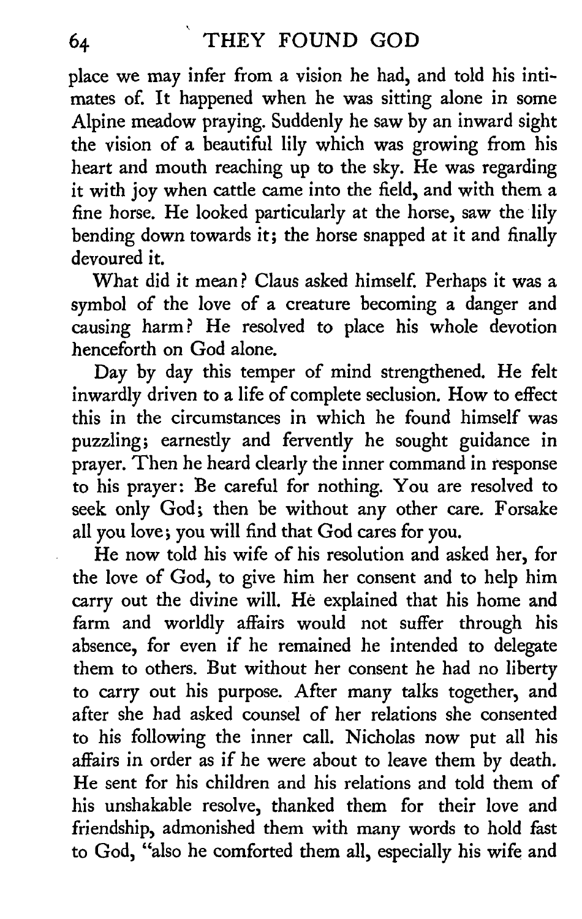place we may infer from a vision he had, and told his intimates of. It happened when he was sitting alone in some Alpine meadow praying. Suddenly he saw by an inward sight the vision of a beautiful lily which was growing from his heart and mouth reaching up to the sky. He was regarding it with joy when cattle came into the field, and with them a fine horse. He looked particularly at the horse, saw the lily bending down towards it; the horse snapped at it and finally devoured it.

What did it mean? Claus asked himself. Perhaps it was a symbol of the love of a creature becoming a danger and causing harm? He resolved to place his whole devotion henceforth on God alone.

Day by day this temper of mind strengthened. He felt inwardly driven to a life of complete seclusion. How to effect this in the circumstances in which he found himself was puzzling; earnestly and fervently he sought guidance in prayer. Then he heard clearly the inner command in response to his prayer: Be careful for nothing. You are resolved to seek only God; then be without any other care. Forsake all you love; you will find that God cares for you.

He now told his wife of his resolution and asked her, for the love of God, to give him her consent and to help him carry out the divine will. He explained that his home and farm and worldly affairs would not suffer through his absence, for even if he remained he intended to delegate them to others. But without her consent he had no liberty to carry out his purpose. After many talks together, and after she had asked counsel of her relations she consented to his following the inner call. Nicholas now put all his affairs in order as if he were about to leave them by death. He sent for his children and his relations and told them of his unshakable resolve, thanked them for their love and friendship, admonished them with many words to hold fast to God, "also he comforted them all, especially his wife and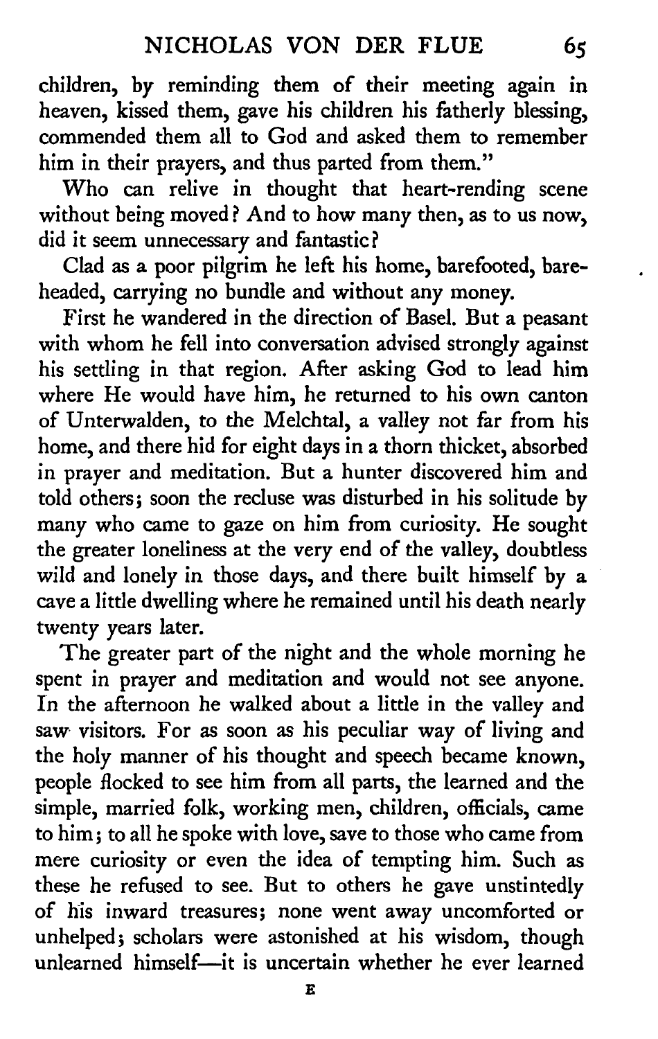children, by reminding them of their meeting again in heaven, kissed them, gave his children his fatherly blessing, commended them all to God and asked them to remember him in their prayers, and thus parted from them."

Who can relive in thought that heart-rending scene without being moved? And to how many then, as to us now, did it seem unnecessary and fantastic?

Clad as a poor pilgrim he left his home, barefooted, bareheaded, carrying no bundle and without any money.

First he wandered in the direction of Basel. But a peasant with whom he fell into conversation advised strongly against his settling in that region. After asking God to lead him where He would have him, he returned to his own canton of Unterwalden, to the Melchtal, a valley not far from his home, and there hid for eight days in a thorn thicket, absorbed in prayer and meditation. But a hunter discovered him and told others; soon the recluse was disturbed in his solitude by many who came to gaze on him from curiosity. He sought the greater loneliness at the very end of the valley, doubtless wild and lonely in those days, and there built himself by a cave a little dwelling where he remained until his death nearly twenty years later.

The greater part of the night and the whole morning he spent in prayer and meditation and would not see anyone. In the afternoon he walked about a little in the valley and saw visitors. For as soon as his peculiar way of living and the holy manner of his thought and speech became known, people flocked to see him from all parts, the learned and the simple, married folk, working men, children, officials, came to him; to all he spoke with love, save to those who came from mere curiosity or even the idea of tempting him. Such as these he refused to see. But to others he gave unstintedly of his inward treasures; none went away uncomforted or unhelped; scholars were astonished at his wisdom, though unlearned himself—it is uncertain whether he ever learned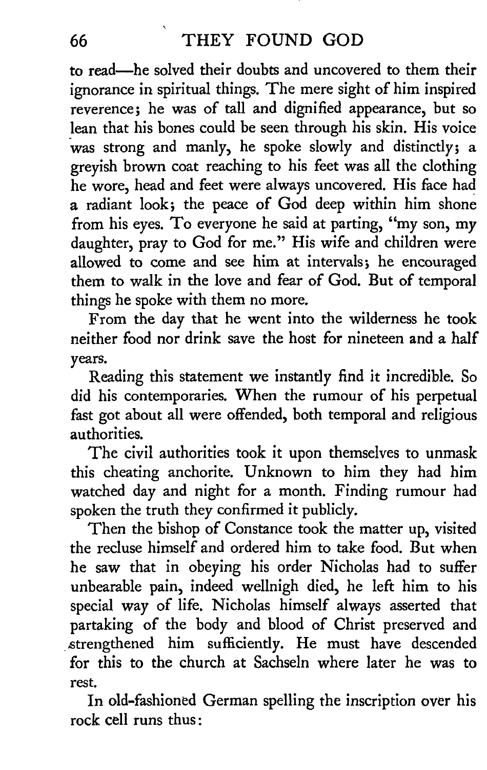to read—he solved their doubts and uncovered to them their ignorance in spiritual things. The mere sight of him inspired reverence; he was of tall and dignified appearance, but so lean that his bones could be seen through his skin. His voice was strong and manly, he spoke slowly and distinctly; a greyish brown coat reaching to his feet was all the clothing he wore, head and feet were always uncovered. His face had a radiant look; the peace of God deep within him shone from his eyes. To everyone he said at parting, "my son, my daughter, pray to God for me." His wife and children were allowed to come and see him at intervals; he encouraged them to walk in the love and fear of God. But of temporal things he spoke with them no more.

From the day that he went into the wilderness he took neither food nor drink save the host for nineteen and a half years.

Reading this statement we instantly find it incredible. So did his contemporaries. When the rumour of his perpetual fast got about all were offended, both temporal and religious authorities.

The civil authorities took it upon themselves to unmask this cheating anchorite. Unknown to him they had him watched day and night for a month. Finding rumour had spoken the truth they confirmed it publicly.

Then the bishop of Constance took the matter up, visited the recluse himself and ordered him to take food. But when he saw that in obeying his order Nicholas had to suffer unbearable pain, indeed wellnigh died, he left him to his special way of life. Nicholas himself always asserted that partaking of the body and blood of Christ preserved and strengthened him sufficiently. He must have descended for this to the church at Sachseln where later he was to rest.

In old-fashioned German spelling the inscription over his rock cell runs thus: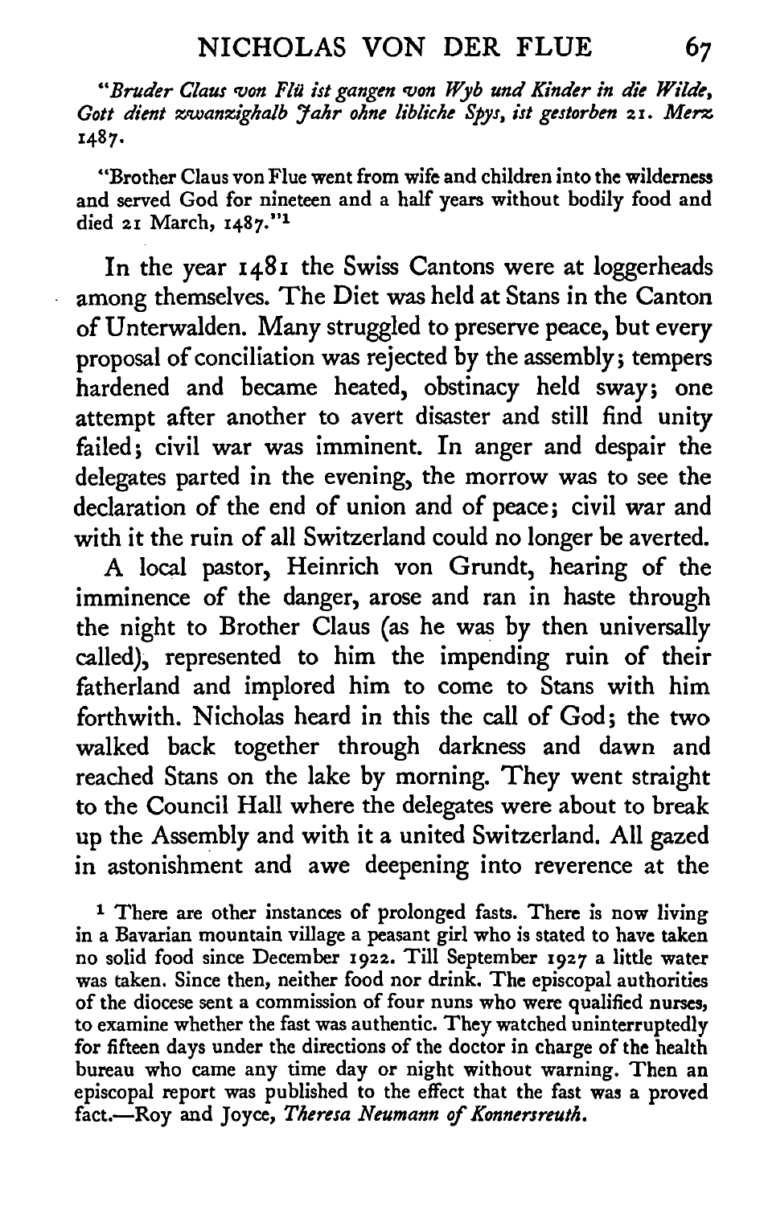*"Bruder Claus von Flü ist gangen von Wyb und Kinder in die Wilde, Gott dient zwanzighalb Jahr ohne libliche Spys, ist gestorben 21. Merz 1487.*

"Brother Claus von Flue went from wife and children into the wilderness and served God for nineteen and a half years without bodily food and died 21 March, 1487."[1]

In the year 1481 the Swiss Cantons were at loggerheads among themselves. The Diet was held at Stans in the Canton of Unterwalden. Many struggled to preserve peace, but every proposal of conciliation was rejected by the assembly; tempers hardened and became heated, obstinacy held sway; one attempt after another to avert disaster and still find unity failed; civil war was imminent. In anger and despair the delegates parted in the evening, the morrow was to see the declaration of the end of union and of peace; civil war and with it the ruin of all Switzerland could no longer be averted.

A local pastor, Heinrich von Grundt, hearing of the imminence of the danger, arose and ran in haste through the night to Brother Claus (as he was by then universally called), represented to him the impending ruin of their fatherland and implored him to come to Stans with him forthwith. Nicholas heard in this the call of God; the two walked back together through darkness and dawn and reached Stans on the lake by morning. They went straight to the Council Hall where the delegates were about to break up the Assembly and with it a united Switzerland. All gazed in astonishment and awe deepening into reverence at the

[1] There are other instances of prolonged fasts. There is now living in a Bavarian mountain village a peasant girl who is stated to have taken no solid food since December 1922. Till September 1927 a little water was taken. Since then, neither food nor drink. The episcopal authorities of the diocese sent a commission of four nuns who were qualified nurses, to examine whether the fast was authentic. They watched uninterruptedly for fifteen days under the directions of the doctor in charge of the health bureau who came any time day or night without warning. Then an episcopal report was published to the effect that the fast was a proved fact.—Roy and Joyce, *Theresa Neumann of Konnersreuth.*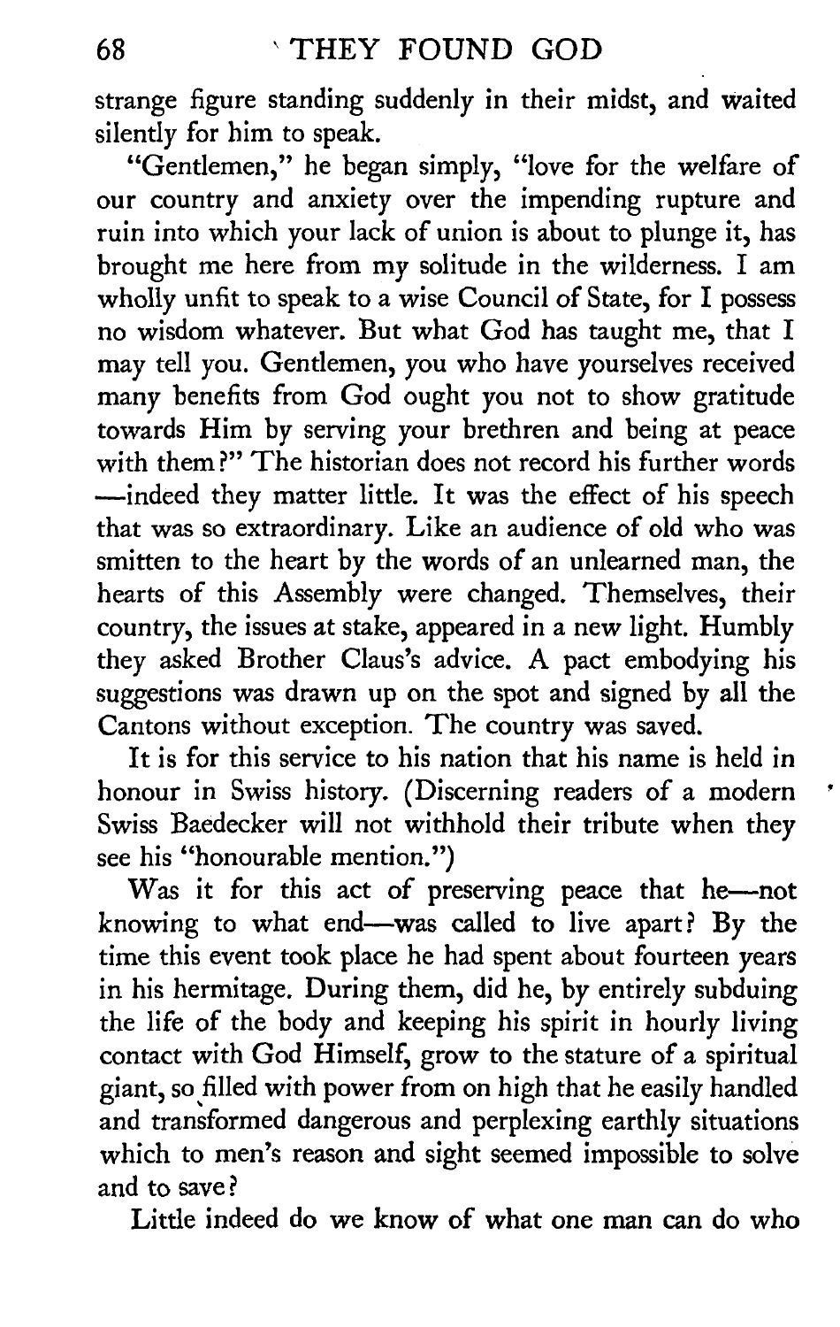strange figure standing suddenly in their midst, and waited silently for him to speak.

"Gentlemen," he began simply, "love for the welfare of our country and anxiety over the impending rupture and ruin into which your lack of union is about to plunge it, has brought me here from my solitude in the wilderness. I am wholly unfit to speak to a wise Council of State, for I possess no wisdom whatever. But what God has taught me, that I may tell you. Gentlemen, you who have yourselves received many benefits from God ought you not to show gratitude towards Him by serving your brethren and being at peace with them?" The historian does not record his further words—indeed they matter little. It was the effect of his speech that was so extraordinary. Like an audience of old who was smitten to the heart by the words of an unlearned man, the hearts of this Assembly were changed. Themselves, their country, the issues at stake, appeared in a new light. Humbly they asked Brother Claus's advice. A pact embodying his suggestions was drawn up on the spot and signed by all the Cantons without exception. The country was saved.

It is for this service to his nation that his name is held in honour in Swiss history. (Discerning readers of a modern Swiss Baedecker will not withhold their tribute when they see his "honourable mention.")

Was it for this act of preserving peace that he—not knowing to what end—was called to live apart? By the time this event took place he had spent about fourteen years in his hermitage. During them, did he, by entirely subduing the life of the body and keeping his spirit in hourly living contact with God Himself, grow to the stature of a spiritual giant, so filled with power from on high that he easily handled and transformed dangerous and perplexing earthly situations which to men's reason and sight seemed impossible to solve and to save?

Little indeed do we know of what one man can do who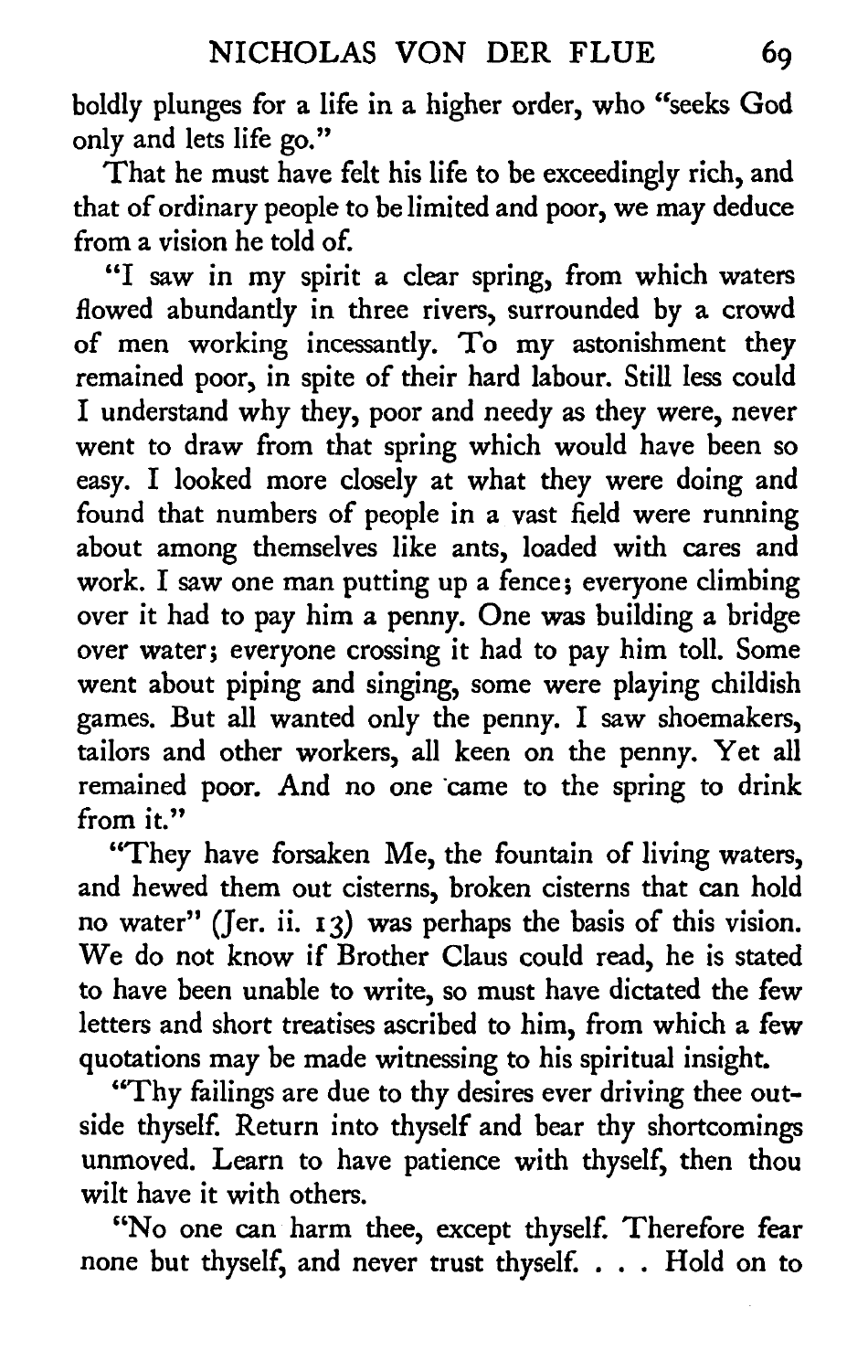boldly plunges for a life in a higher order, who "seeks God only and lets life go."

That he must have felt his life to be exceedingly rich, and that of ordinary people to be limited and poor, we may deduce from a vision he told of.

"I saw in my spirit a clear spring, from which waters flowed abundantly in three rivers, surrounded by a crowd of men working incessantly. To my astonishment they remained poor, in spite of their hard labour. Still less could I understand why they, poor and needy as they were, never went to draw from that spring which would have been so easy. I looked more closely at what they were doing and found that numbers of people in a vast field were running about among themselves like ants, loaded with cares and work. I saw one man putting up a fence; everyone climbing over it had to pay him a penny. One was building a bridge over water; everyone crossing it had to pay him toll. Some went about piping and singing, some were playing childish games. But all wanted only the penny. I saw shoemakers, tailors and other workers, all keen on the penny. Yet all remained poor. And no one came to the spring to drink from it."

"They have forsaken Me, the fountain of living waters, and hewed them out cisterns, broken cisterns that can hold no water" (Jer. ii. 13) was perhaps the basis of this vision. We do not know if Brother Claus could read, he is stated to have been unable to write, so must have dictated the few letters and short treatises ascribed to him, from which a few quotations may be made witnessing to his spiritual insight.

"Thy failings are due to thy desires ever driving thee outside thyself. Return into thyself and bear thy shortcomings unmoved. Learn to have patience with thyself, then thou wilt have it with others.

"No one can harm thee, except thyself. Therefore fear none but thyself, and never trust thyself. . . . Hold on to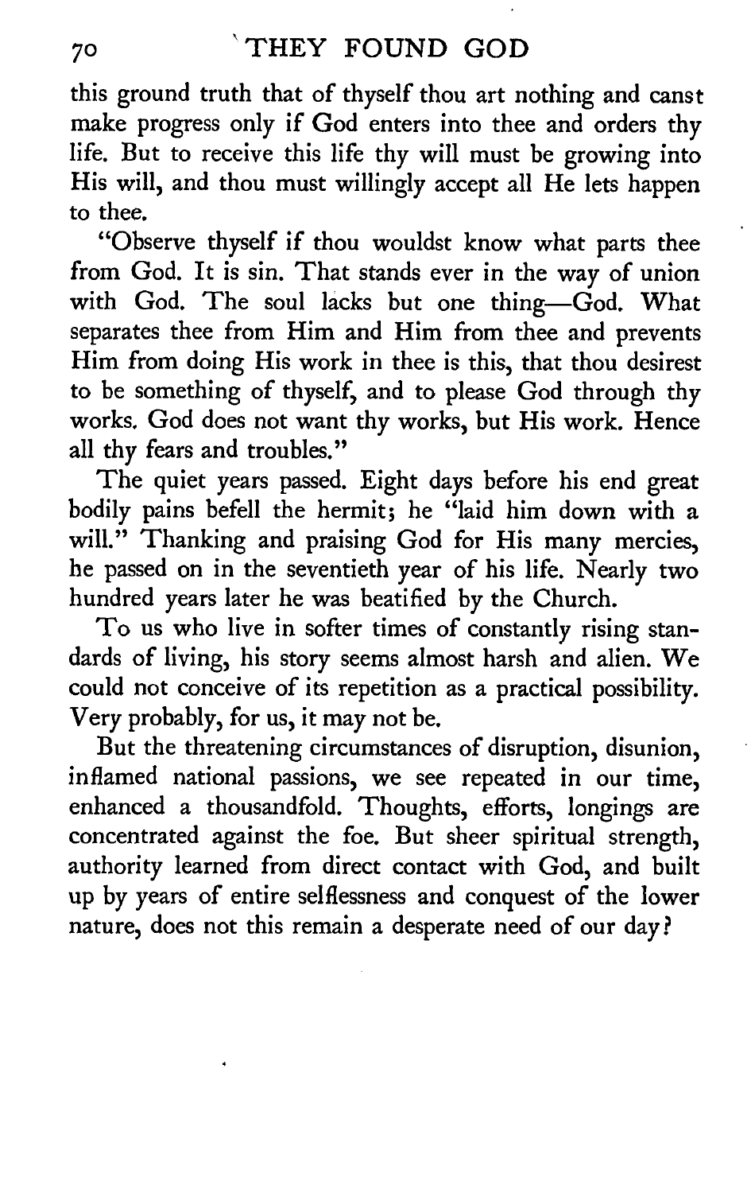this ground truth that of thyself thou art nothing and canst make progress only if God enters into thee and orders thy life. But to receive this life thy will must be growing into His will, and thou must willingly accept all He lets happen to thee.

"Observe thyself if thou wouldst know what parts thee from God. It is sin. That stands ever in the way of union with God. The soul lacks but one thing—God. What separates thee from Him and Him from thee and prevents Him from doing His work in thee is this, that thou desirest to be something of thyself, and to please God through thy works. God does not want thy works, but His work. Hence all thy fears and troubles."

The quiet years passed. Eight days before his end great bodily pains befell the hermit; he "laid him down with a will." Thanking and praising God for His many mercies, he passed on in the seventieth year of his life. Nearly two hundred years later he was beatified by the Church.

To us who live in softer times of constantly rising standards of living, his story seems almost harsh and alien. We could not conceive of its repetition as a practical possibility. Very probably, for us, it may not be.

But the threatening circumstances of disruption, disunion, inflamed national passions, we see repeated in our time, enhanced a thousandfold. Thoughts, efforts, longings are concentrated against the foe. But sheer spiritual strength, authority learned from direct contact with God, and built up by years of entire selflessness and conquest of the lower nature, does not this remain a desperate need of our day?